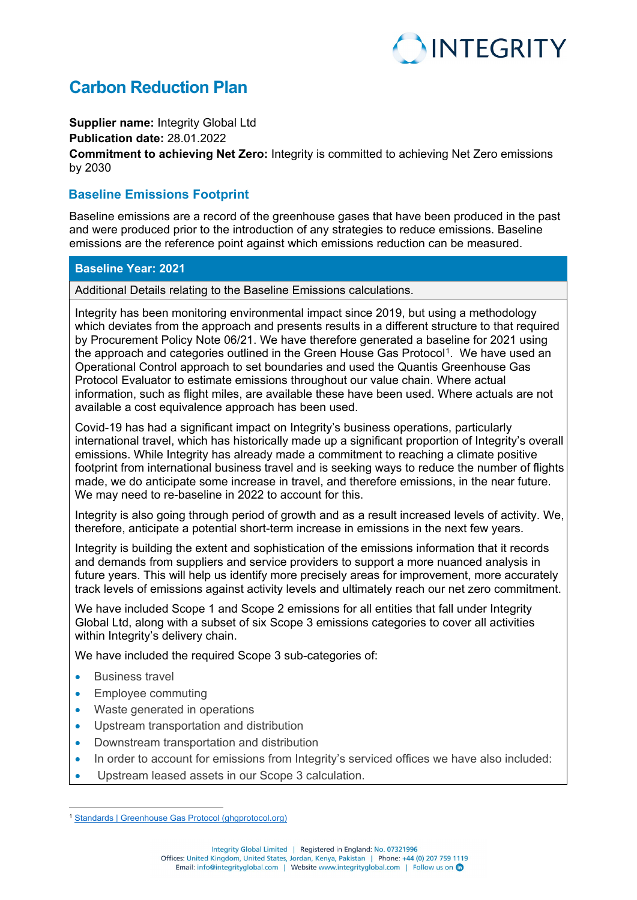# Carbon Reduction Plan

**Supplier name:** Integrity Global Ltd
**Publication date:** 28.01.2022
**Commitment to achieving Net Zero:** Integrity is committed to achieving Net Zero emissions by 2030

## Baseline Emissions Footprint

Baseline emissions are a record of the greenhouse gases that have been produced in the past and were produced prior to the introduction of any strategies to reduce emissions. Baseline emissions are the reference point against which emissions reduction can be measured.

| **Baseline Year: 2021** |
|---|
| Additional Details relating to the Baseline Emissions calculations. |
| Integrity has been monitoring environmental impact since 2019, but using a methodology which deviates from the approach and presents results in a different structure to that required by Procurement Policy Note 06/21. We have therefore generated a baseline for 2021 using the approach and categories outlined in the Green House Gas Protocol[1]. We have used an Operational Control approach to set boundaries and used the Quantis Greenhouse Gas Protocol Evaluator to estimate emissions throughout our value chain. Where actual information, such as flight miles, are available these have been used. Where actuals are not available a cost equivalence approach has been used.<br><br>Covid-19 has had a significant impact on Integrity's business operations, particularly international travel, which has historically made up a significant proportion of Integrity's overall emissions. While Integrity has already made a commitment to reaching a climate positive footprint from international business travel and is seeking ways to reduce the number of flights made, we do anticipate some increase in travel, and therefore emissions, in the near future. We may need to re-baseline in 2022 to account for this.<br><br>Integrity is also going through period of growth and as a result increased levels of activity. We, therefore, anticipate a potential short-term increase in emissions in the next few years.<br><br>Integrity is building the extent and sophistication of the emissions information that it records and demands from suppliers and service providers to support a more nuanced analysis in future years. This will help us identify more precisely areas for improvement, more accurately track levels of emissions against activity levels and ultimately reach our net zero commitment.<br><br>We have included Scope 1 and Scope 2 emissions for all entities that fall under Integrity Global Ltd, along with a subset of six Scope 3 emissions categories to cover all activities within Integrity's delivery chain.<br><br>We have included the required Scope 3 sub-categories of:<br>• Business travel<br>• Employee commuting<br>• Waste generated in operations<br>• Upstream transportation and distribution<br>• Downstream transportation and distribution<br>• In order to account for emissions from Integrity's serviced offices we have also included:<br>• Upstream leased assets in our Scope 3 calculation. |

[1] Standards | Greenhouse Gas Protocol (ghgprotocol.org)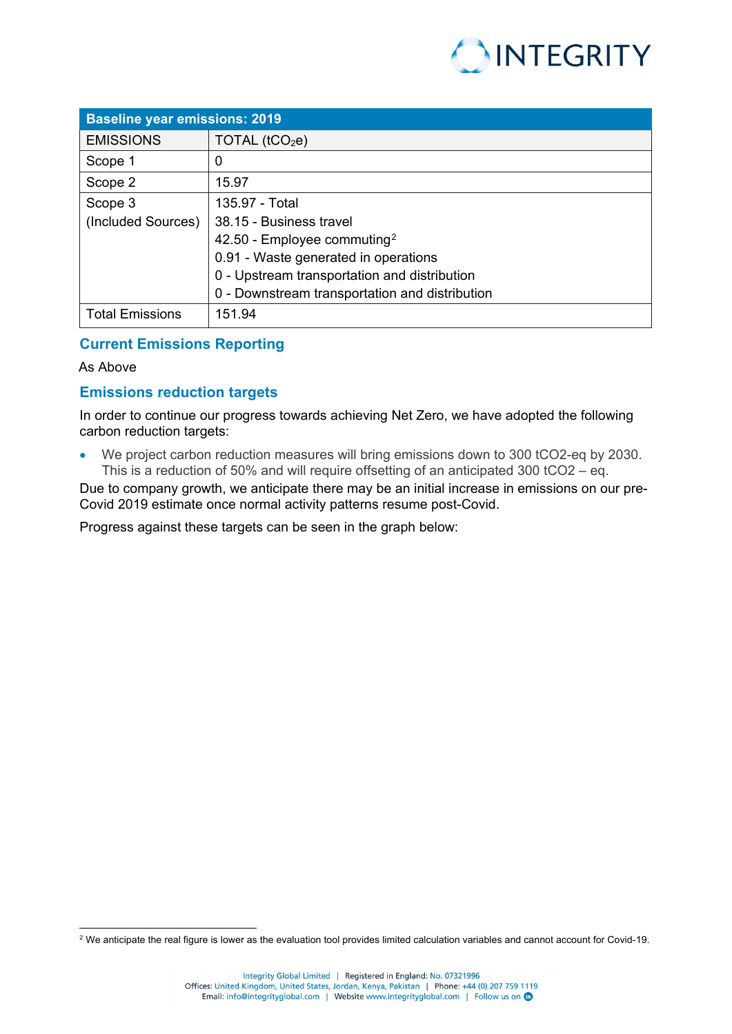| Baseline year emissions: 2019 | |
|---|---|
| EMISSIONS | TOTAL ($tCO_2e$) |
| Scope 1 | 0 |
| Scope 2 | 15.97 |
| Scope 3 (Included Sources) | 135.97 - Total<br>38.15 - Business travel<br>42.50 - Employee commuting[2]<br>0.91 - Waste generated in operations<br>0 - Upstream transportation and distribution<br>0 - Downstream transportation and distribution |
| Total Emissions | 151.94 |

## Current Emissions Reporting

As Above

## Emissions reduction targets

In order to continue our progress towards achieving Net Zero, we have adopted the following carbon reduction targets:

- We project carbon reduction measures will bring emissions down to 300 tCO2-eq by 2030. This is a reduction of 50% and will require offsetting of an anticipated 300 tCO2 – eq.

Due to company growth, we anticipate there may be an initial increase in emissions on our pre-Covid 2019 estimate once normal activity patterns resume post-Covid.

Progress against these targets can be seen in the graph below:

[2] We anticipate the real figure is lower as the evaluation tool provides limited calculation variables and cannot account for Covid-19.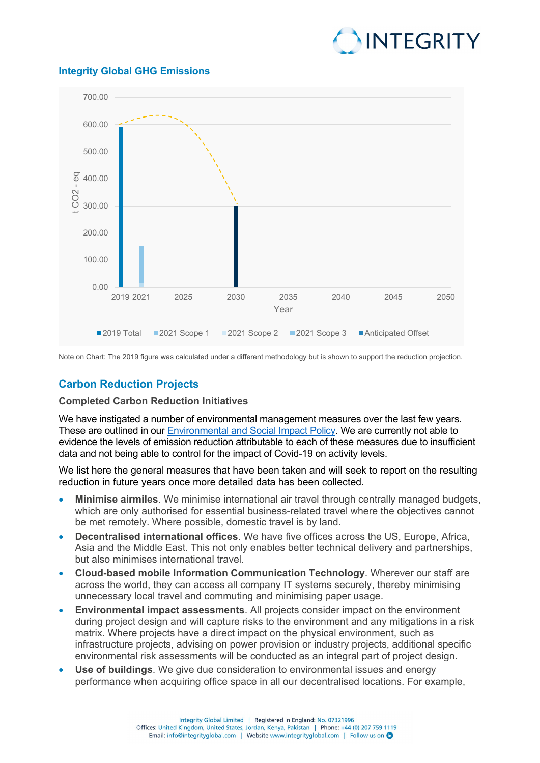## Integrity Global GHG Emissions

Note on Chart: The 2019 figure was calculated under a different methodology but is shown to support the reduction projection.

## Carbon Reduction Projects

### Completed Carbon Reduction Initiatives

We have instigated a number of environmental management measures over the last few years. These are outlined in our [Environmental and Social Impact Policy](). We are currently not able to evidence the levels of emission reduction attributable to each of these measures due to insufficient data and not being able to control for the impact of Covid-19 on activity levels.

We list here the general measures that have been taken and will seek to report on the resulting reduction in future years once more detailed data has been collected.

- **Minimise airmiles**. We minimise international air travel through centrally managed budgets, which are only authorised for essential business-related travel where the objectives cannot be met remotely. Where possible, domestic travel is by land.
- **Decentralised international offices**. We have five offices across the US, Europe, Africa, Asia and the Middle East. This not only enables better technical delivery and partnerships, but also minimises international travel.
- **Cloud-based mobile Information Communication Technology**. Wherever our staff are across the world, they can access all company IT systems securely, thereby minimising unnecessary local travel and commuting and minimising paper usage.
- **Environmental impact assessments**. All projects consider impact on the environment during project design and will capture risks to the environment and any mitigations in a risk matrix. Where projects have a direct impact on the physical environment, such as infrastructure projects, advising on power provision or industry projects, additional specific environmental risk assessments will be conducted as an integral part of project design.
- **Use of buildings**. We give due consideration to environmental issues and energy performance when acquiring office space in all our decentralised locations. For example,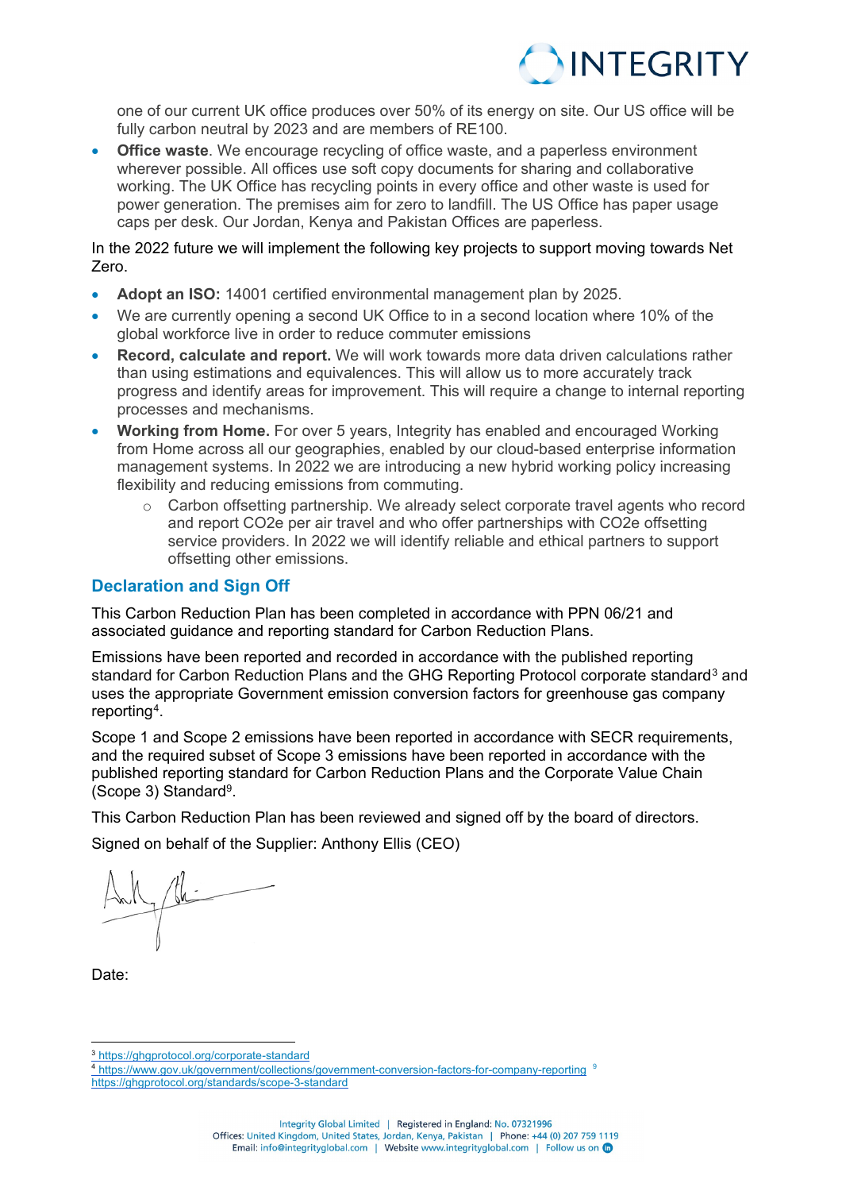one of our current UK office produces over 50% of its energy on site. Our US office will be fully carbon neutral by 2023 and are members of RE100.

- **Office waste**. We encourage recycling of office waste, and a paperless environment wherever possible. All offices use soft copy documents for sharing and collaborative working. The UK Office has recycling points in every office and other waste is used for power generation. The premises aim for zero to landfill. The US Office has paper usage caps per desk. Our Jordan, Kenya and Pakistan Offices are paperless.

In the 2022 future we will implement the following key projects to support moving towards Net Zero.

- **Adopt an ISO:** 14001 certified environmental management plan by 2025.
- We are currently opening a second UK Office to in a second location where 10% of the global workforce live in order to reduce commuter emissions
- **Record, calculate and report.** We will work towards more data driven calculations rather than using estimations and equivalences. This will allow us to more accurately track progress and identify areas for improvement. This will require a change to internal reporting processes and mechanisms.
- **Working from Home.** For over 5 years, Integrity has enabled and encouraged Working from Home across all our geographies, enabled by our cloud-based enterprise information management systems. In 2022 we are introducing a new hybrid working policy increasing flexibility and reducing emissions from commuting.
    - Carbon offsetting partnership. We already select corporate travel agents who record and report CO2e per air travel and who offer partnerships with CO2e offsetting service providers. In 2022 we will identify reliable and ethical partners to support offsetting other emissions.

## Declaration and Sign Off

This Carbon Reduction Plan has been completed in accordance with PPN 06/21 and associated guidance and reporting standard for Carbon Reduction Plans.

Emissions have been reported and recorded in accordance with the published reporting standard for Carbon Reduction Plans and the GHG Reporting Protocol corporate standard[3] and uses the appropriate Government emission conversion factors for greenhouse gas company reporting[4].

Scope 1 and Scope 2 emissions have been reported in accordance with SECR requirements, and the required subset of Scope 3 emissions have been reported in accordance with the published reporting standard for Carbon Reduction Plans and the Corporate Value Chain (Scope 3) Standard[9].

This Carbon Reduction Plan has been reviewed and signed off by the board of directors.

Signed on behalf of the Supplier: Anthony Ellis (CEO)

Date:

[3] https://ghgprotocol.org/corporate-standard
[4] https://www.gov.uk/government/collections/government-conversion-factors-for-company-reporting
[9] https://ghgprotocol.org/standards/scope-3-standard

Integrity Global Limited | Registered in England: No. 07321996
Offices: United Kingdom, United States, Jordan, Kenya, Pakistan | Phone: +44 (0) 207 759 1119
Email: info@integrityglobal.com | Website www.integrityglobal.com | Follow us on